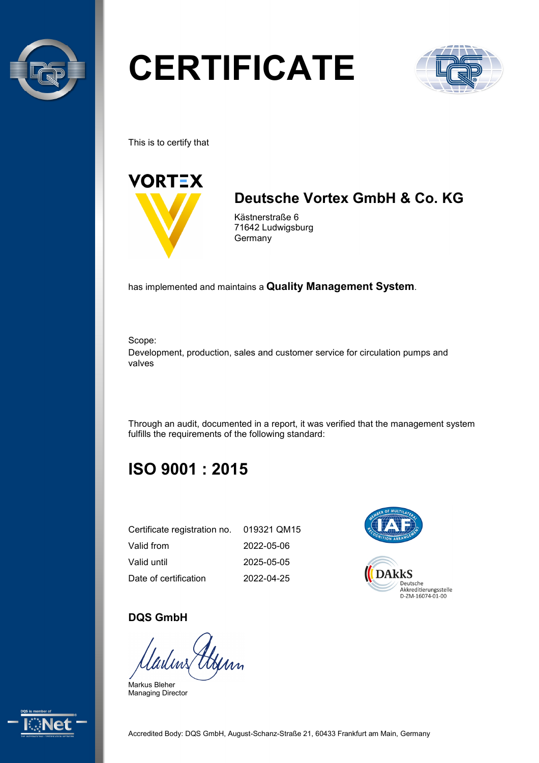# CERTIFICATE

This is to certify that

VORTEX

## Deutsche Vortex GmbH & Co. KG

Kästnerstraße 6
71642 Ludwigsburg
Germany

has implemented and maintains a **Quality Management System**.

Scope:
Development, production, sales and customer service for circulation pumps and valves

Through an audit, documented in a report, it was verified that the management system fulfills the requirements of the following standard:

## ISO 9001 : 2015

| | |
|---|---|
| Certificate registration no. | 019321 QM15 |
| Valid from | 2022-05-06 |
| Valid until | 2025-05-05 |
| Date of certification | 2022-04-25 |

DAkkS
Deutsche
Akkreditierungsstelle
D-ZM-16074-01-00

**DQS GmbH**

Markus Bleher
Managing Director

DQS is member of IQNet

Accredited Body: DQS GmbH, August-Schanz-Straße 21, 60433 Frankfurt am Main, Germany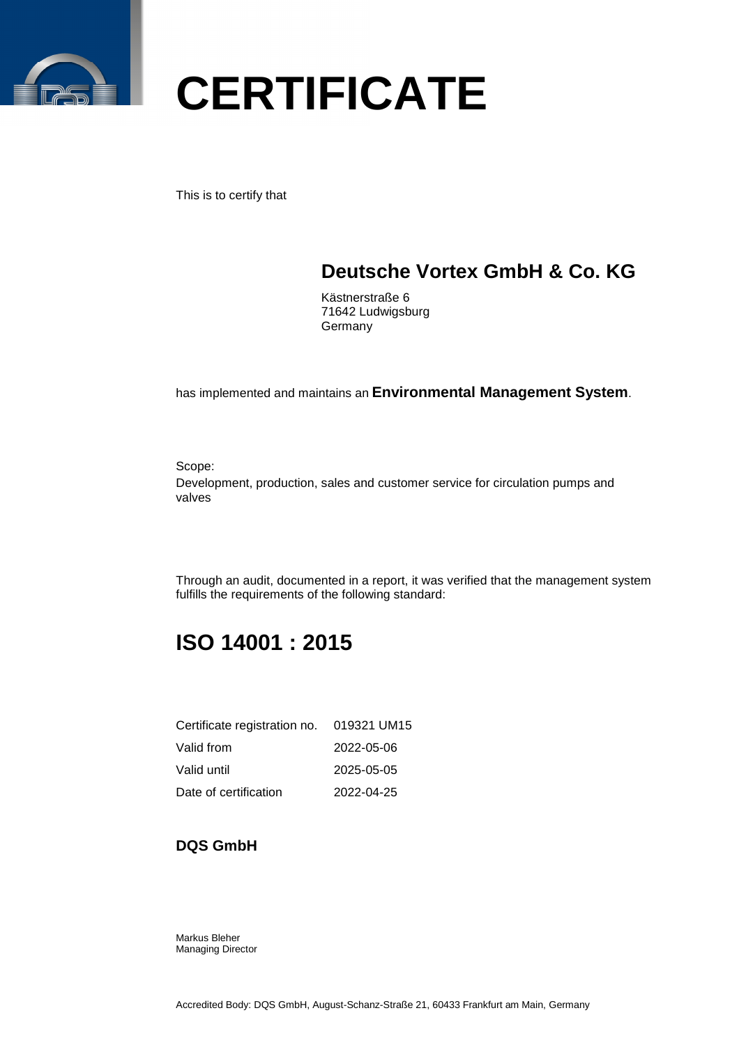# CERTIFICATE

This is to certify that

## Deutsche Vortex GmbH & Co. KG

Kästnerstraße 6
71642 Ludwigsburg
Germany

has implemented and maintains an **Environmental Management System**.

Scope:
Development, production, sales and customer service for circulation pumps and valves

Through an audit, documented in a report, it was verified that the management system fulfills the requirements of the following standard:

## ISO 14001 : 2015

| Certificate registration no. | 019321 UM15 |
|---|---|
| Valid from | 2022-05-06 |
| Valid until | 2025-05-05 |
| Date of certification | 2022-04-25 |

**DQS GmbH**

Markus Bleher
Managing Director

Accredited Body: DQS GmbH, August-Schanz-Straße 21, 60433 Frankfurt am Main, Germany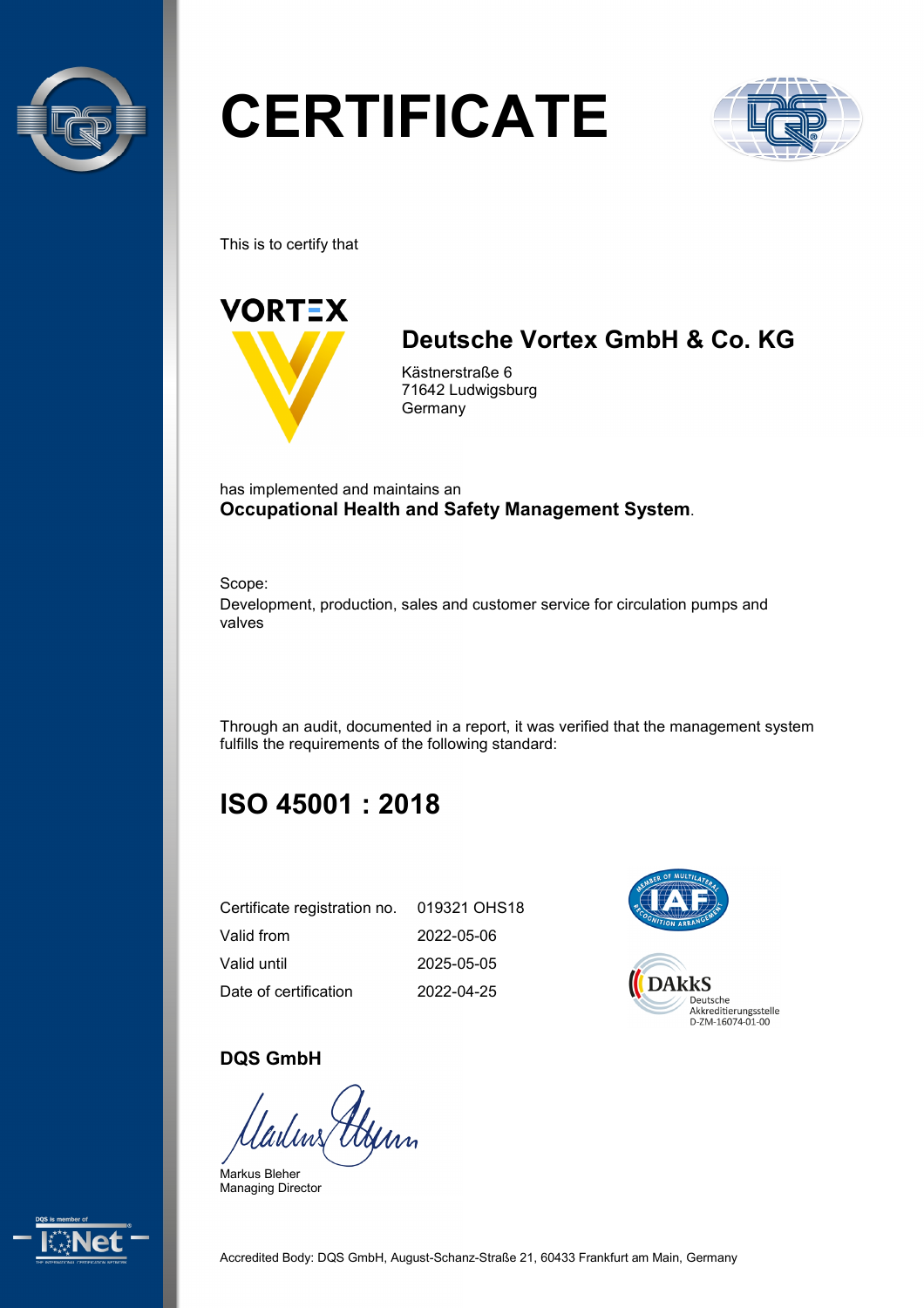# CERTIFICATE

This is to certify that

## Deutsche Vortex GmbH & Co. KG

Kästnerstraße 6
71642 Ludwigsburg
Germany

has implemented and maintains an
**Occupational Health and Safety Management System**.

Scope:
Development, production, sales and customer service for circulation pumps and valves

Through an audit, documented in a report, it was verified that the management system fulfills the requirements of the following standard:

## ISO 45001 : 2018

| | |
|---|---|
| Certificate registration no. | 019321 OHS18 |
| Valid from | 2022-05-06 |
| Valid until | 2025-05-05 |
| Date of certification | 2022-04-25 |

DAkkS
Deutsche
Akkreditierungsstelle
D-ZM-16074-01-00

**DQS GmbH**

Markus Bleher
Managing Director

Accredited Body: DQS GmbH, August-Schanz-Straße 21, 60433 Frankfurt am Main, Germany